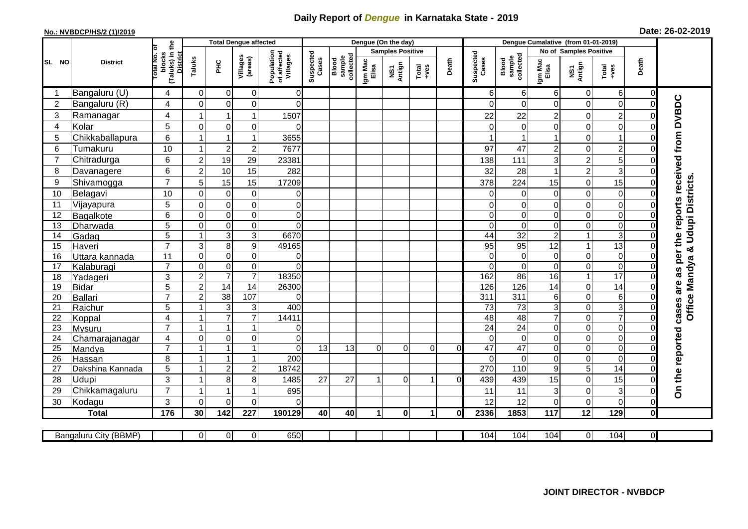# Daily Report of *Dengue* in Karnataka State - 2019

**No.: NVBDCP/HS/2 (1)/2019**

**Date: 26-02-2019**

| SL NO | District | Total No. of blocks (Taluks) in the District | Total Dengue affected | | | | Dengue (On the day) | | | | | | Dengue Cumalative (from 01-01-2019) | | | | | | |
|---|---|---|---|---|---|---|---|---|---|---|---|---|---|---|---|---|---|---|---|
| | | | Taluks | PHC | Villages (areas) | Population of affected Villages | Suspected Cases | Blood sample collected | Samples Positive | | | Death | Suspected Cases | Blood sample collected | No of Samples Positive | | | Death | |
| | | | | | | | | | Igm Mac Elisa | NS1 Antign | Total +ves | | | | Igm Mac Elisa | NS1 Antign | Total +ves | | |
| 1 | Bangaluru (U) | 4 | 0 | 0 | 0 | 0 | | | | | | | 6 | 6 | 6 | 0 | 6 | 0 | On the reported cases are as per the reports received from DVBDC Office Mandya & Udupi Districts. |
| 2 | Bangaluru (R) | 4 | 0 | 0 | 0 | 0 | | | | | | | 0 | 0 | 0 | 0 | 0 | 0 | |
| 3 | Ramanagar | 4 | 1 | 1 | 1 | 1507 | | | | | | | 22 | 22 | 2 | 0 | 2 | 0 | |
| 4 | Kolar | 5 | 0 | 0 | 0 | 0 | | | | | | | 0 | 0 | 0 | 0 | 0 | 0 | |
| 5 | Chikkaballapura | 6 | 1 | 1 | 1 | 3655 | | | | | | | 1 | 1 | 1 | 0 | 1 | 0 | |
| 6 | Tumakuru | 10 | 1 | 2 | 2 | 7677 | | | | | | | 97 | 47 | 2 | 0 | 2 | 0 | |
| 7 | Chitradurga | 6 | 2 | 19 | 29 | 23381 | | | | | | | 138 | 111 | 3 | 2 | 5 | 0 | |
| 8 | Davanagere | 6 | 2 | 10 | 15 | 282 | | | | | | | 32 | 28 | 1 | 2 | 3 | 0 | |
| 9 | Shivamogga | 7 | 5 | 15 | 15 | 17209 | | | | | | | 378 | 224 | 15 | 0 | 15 | 0 | |
| 10 | Belagavi | 10 | 0 | 0 | 0 | 0 | | | | | | | 0 | 0 | 0 | 0 | 0 | 0 | |
| 11 | Vijayapura | 5 | 0 | 0 | 0 | 0 | | | | | | | 0 | 0 | 0 | 0 | 0 | 0 | |
| 12 | Bagalkote | 6 | 0 | 0 | 0 | 0 | | | | | | | 0 | 0 | 0 | 0 | 0 | 0 | |
| 13 | Dharwada | 5 | 0 | 0 | 0 | 0 | | | | | | | 0 | 0 | 0 | 0 | 0 | 0 | |
| 14 | Gadag | 5 | 1 | 3 | 3 | 6670 | | | | | | | 44 | 32 | 2 | 1 | 3 | 0 | |
| 15 | Haveri | 7 | 3 | 8 | 9 | 49165 | | | | | | | 95 | 95 | 12 | 1 | 13 | 0 | |
| 16 | Uttara kannada | 11 | 0 | 0 | 0 | 0 | | | | | | | 0 | 0 | 0 | 0 | 0 | 0 | |
| 17 | Kalaburagi | 7 | 0 | 0 | 0 | 0 | | | | | | | 0 | 0 | 0 | 0 | 0 | 0 | |
| 18 | Yadageri | 3 | 2 | 7 | 7 | 18350 | | | | | | | 162 | 86 | 16 | 1 | 17 | 0 | |
| 19 | Bidar | 5 | 2 | 14 | 14 | 26300 | | | | | | | 126 | 126 | 14 | 0 | 14 | 0 | |
| 20 | Ballari | 7 | 2 | 38 | 107 | 0 | | | | | | | 311 | 311 | 6 | 0 | 6 | 0 | |
| 21 | Raichur | 5 | 1 | 3 | 3 | 400 | | | | | | | 73 | 73 | 3 | 0 | 3 | 0 | |
| 22 | Koppal | 4 | 1 | 7 | 7 | 14411 | | | | | | | 48 | 48 | 7 | 0 | 7 | 0 | |
| 23 | Mysuru | 7 | 1 | 1 | 1 | 0 | | | | | | | 24 | 24 | 0 | 0 | 0 | 0 | |
| 24 | Chamarajanagar | 4 | 0 | 0 | 0 | 0 | | | | | | | 0 | 0 | 0 | 0 | 0 | 0 | |
| 25 | Mandya | 7 | 1 | 1 | 1 | 0 | 13 | 13 | 0 | 0 | 0 | 0 | 47 | 47 | 0 | 0 | 0 | 0 | |
| 26 | Hassan | 8 | 1 | 1 | 1 | 200 | | | | | | | 0 | 0 | 0 | 0 | 0 | 0 | |
| 27 | Dakshina Kannada | 5 | 1 | 2 | 2 | 18742 | | | | | | | 270 | 110 | 9 | 5 | 14 | 0 | |
| 28 | Udupi | 3 | 1 | 8 | 8 | 1485 | 27 | 27 | 1 | 0 | 1 | 0 | 439 | 439 | 15 | 0 | 15 | 0 | |
| 29 | Chikkamagaluru | 7 | 1 | 1 | 1 | 695 | | | | | | | 11 | 11 | 3 | 0 | 3 | 0 | |
| 30 | Kodagu | 3 | 0 | 0 | 0 | 0 | | | | | | | 12 | 12 | 0 | 0 | 0 | 0 | |
| | **Total** | **176** | **30** | **142** | **227** | **190129** | **40** | **40** | **1** | **0** | **1** | **0** | **2336** | **1853** | **117** | **12** | **129** | **0** | |

| Bangaluru City (BBMP) | | 0 | 0 | 0 | 650 | | | | | | | 104 | 104 | 104 | 0 | 104 | 0 |
|---|---|---|---|---|---|---|---|---|---|---|---|---|---|---|---|---|---|

**JOINT DIRECTOR - NVBDCP**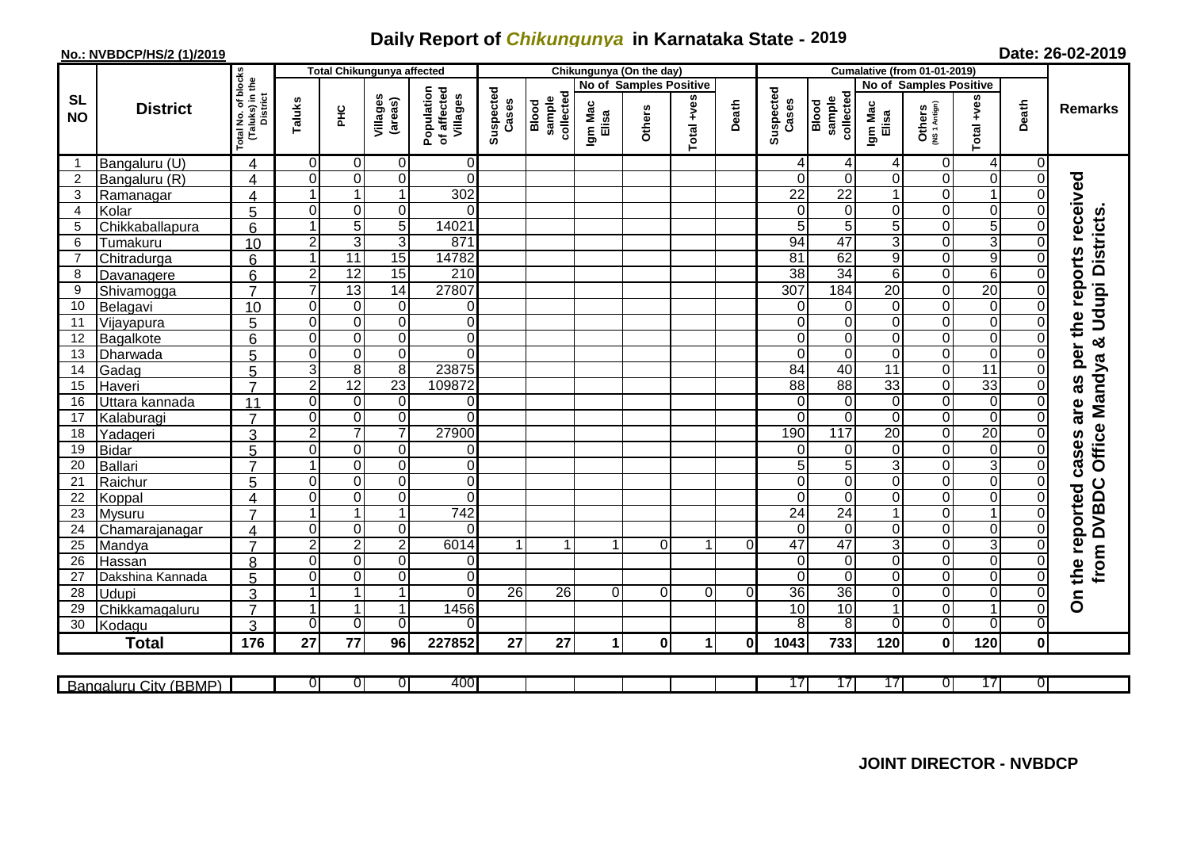# Daily Report of *Chikungunya* in Karnataka State - 2019

**No.: NVBDCP/HS/2 (1)/2019**

**Date: 26-02-2019**

| SL NO | District | Total No. of blocks (Taluks) in the District | Total Chikungunya affected | | | | Chikungunya (On the day) | | | | | | | Cumalative (from 01-01-2019) | | | | | | | Remarks |
|---|---|---|---|---|---|---|---|---|---|---|---|---|---|---|---|---|---|---|---|---|---|
| | | | Taluks | PHC | Villages (areas) | Population of affected Villages | Suspected Cases | Blood sample collected | No of Samples Positive | | | Death | Suspected Cases | Blood sample collected | No of Samples Positive | | | Death | |
| | | | | | | | | | Igm Mac Elisa | Others | Total +ves | | | | Igm Mac Elisa | Others (NS 1 Antign) | Total +ves | | |
| 1 | Bangaluru (U) | 4 | 0 | 0 | 0 | 0 | | | | | | | 4 | 4 | 4 | 0 | 4 | 0 | On the reported cases are as per the reports received from DVBDC Office Mandya & Udupi Districts. |
| 2 | Bangaluru (R) | 4 | 0 | 0 | 0 | 0 | | | | | | | 0 | 0 | 0 | 0 | 0 | 0 | |
| 3 | Ramanagar | 4 | 1 | 1 | 1 | 302 | | | | | | | 22 | 22 | 1 | 0 | 1 | 0 | |
| 4 | Kolar | 5 | 0 | 0 | 0 | 0 | | | | | | | 0 | 0 | 0 | 0 | 0 | 0 | |
| 5 | Chikkaballapura | 6 | 1 | 5 | 5 | 14021 | | | | | | | 5 | 5 | 5 | 0 | 5 | 0 | |
| 6 | Tumakuru | 10 | 2 | 3 | 3 | 871 | | | | | | | 94 | 47 | 3 | 0 | 3 | 0 | |
| 7 | Chitradurga | 6 | 1 | 11 | 15 | 14782 | | | | | | | 81 | 62 | 9 | 0 | 9 | 0 | |
| 8 | Davanagere | 6 | 2 | 12 | 15 | 210 | | | | | | | 38 | 34 | 6 | 0 | 6 | 0 | |
| 9 | Shivamogga | 7 | 7 | 13 | 14 | 27807 | | | | | | | 307 | 184 | 20 | 0 | 20 | 0 | |
| 10 | Belagavi | 10 | 0 | 0 | 0 | 0 | | | | | | | 0 | 0 | 0 | 0 | 0 | 0 | |
| 11 | Vijayapura | 5 | 0 | 0 | 0 | 0 | | | | | | | 0 | 0 | 0 | 0 | 0 | 0 | |
| 12 | Bagalkote | 6 | 0 | 0 | 0 | 0 | | | | | | | 0 | 0 | 0 | 0 | 0 | 0 | |
| 13 | Dharwada | 5 | 0 | 0 | 0 | 0 | | | | | | | 0 | 0 | 0 | 0 | 0 | 0 | |
| 14 | Gadag | 5 | 3 | 8 | 8 | 23875 | | | | | | | 84 | 40 | 11 | 0 | 11 | 0 | |
| 15 | Haveri | 7 | 2 | 12 | 23 | 109872 | | | | | | | 88 | 88 | 33 | 0 | 33 | 0 | |
| 16 | Uttara kannada | 11 | 0 | 0 | 0 | 0 | | | | | | | 0 | 0 | 0 | 0 | 0 | 0 | |
| 17 | Kalaburagi | 7 | 0 | 0 | 0 | 0 | | | | | | | 0 | 0 | 0 | 0 | 0 | 0 | |
| 18 | Yadageri | 3 | 2 | 7 | 7 | 27900 | | | | | | | 190 | 117 | 20 | 0 | 20 | 0 | |
| 19 | Bidar | 5 | 0 | 0 | 0 | 0 | | | | | | | 0 | 0 | 0 | 0 | 0 | 0 | |
| 20 | Ballari | 7 | 1 | 0 | 0 | 0 | | | | | | | 5 | 5 | 3 | 0 | 3 | 0 | |
| 21 | Raichur | 5 | 0 | 0 | 0 | 0 | | | | | | | 0 | 0 | 0 | 0 | 0 | 0 | |
| 22 | Koppal | 4 | 0 | 0 | 0 | 0 | | | | | | | 0 | 0 | 0 | 0 | 0 | 0 | |
| 23 | Mysuru | 7 | 1 | 1 | 1 | 742 | | | | | | | 24 | 24 | 1 | 0 | 1 | 0 | |
| 24 | Chamarajanagar | 4 | 0 | 0 | 0 | 0 | | | | | | | 0 | 0 | 0 | 0 | 0 | 0 | |
| 25 | Mandya | 7 | 2 | 2 | 2 | 6014 | 1 | 1 | 1 | 0 | 1 | 0 | 47 | 47 | 3 | 0 | 3 | 0 | |
| 26 | Hassan | 8 | 0 | 0 | 0 | 0 | | | | | | | 0 | 0 | 0 | 0 | 0 | 0 | |
| 27 | Dakshina Kannada | 5 | 0 | 0 | 0 | 0 | | | | | | | 0 | 0 | 0 | 0 | 0 | 0 | |
| 28 | Udupi | 3 | 1 | 1 | 1 | 0 | 26 | 26 | 0 | 0 | 0 | 0 | 36 | 36 | 0 | 0 | 0 | 0 | |
| 29 | Chikkamagaluru | 7 | 1 | 1 | 1 | 1456 | | | | | | | 10 | 10 | 1 | 0 | 1 | 0 | |
| 30 | Kodagu | 3 | 0 | 0 | 0 | 0 | | | | | | | 8 | 8 | 0 | 0 | 0 | 0 | |
| | **Total** | **176** | **27** | **77** | **96** | **227852** | **27** | **27** | **1** | **0** | **1** | **0** | **1043** | **733** | **120** | **0** | **120** | **0** | |
| | Bangaluru City (BBMP) | | 0 | 0 | 0 | 400 | | | | | | | 17 | 17 | 17 | 0 | 17 | 0 | |

**JOINT DIRECTOR - NVBDCP**